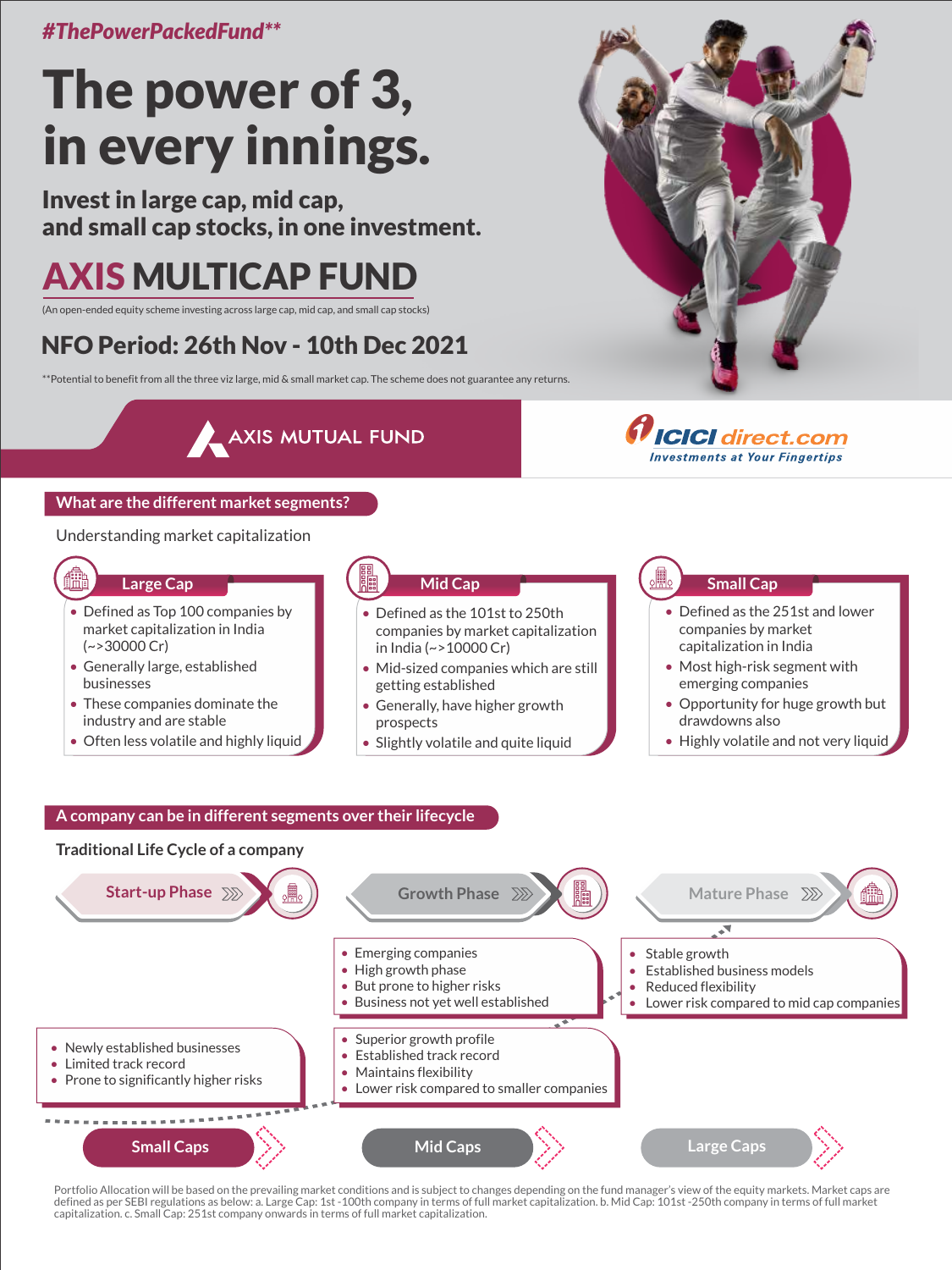*#ThePowerPackedFund***

# The power of 3, in every innings.

## Invest in large cap, mid cap, and small cap stocks, in one investment.

# AXIS MULTICAP FUND

(An open-ended equity scheme investing across large cap, mid cap, and small cap stocks)

## NFO Period: 26th Nov - 10th Dec 2021

**Potential to benefit from all the three viz large, mid & small market cap. The scheme does not guarantee any returns.

AXIS MUTUAL FUND

ICICI direct.com — Investments at Your Fingertips

## What are the different market segments?

Understanding market capitalization

### Large Cap

- Defined as Top 100 companies by market capitalization in India (~>30000 Cr)
- Generally large, established businesses
- These companies dominate the industry and are stable
- Often less volatile and highly liquid

### Mid Cap

- Defined as the 101st to 250th companies by market capitalization in India (~>10000 Cr)
- Mid-sized companies which are still getting established
- Generally, have higher growth prospects
- Slightly volatile and quite liquid

### Small Cap

- Defined as the 251st and lower companies by market capitalization in India
- Most high-risk segment with emerging companies
- Opportunity for huge growth but drawdowns also
- Highly volatile and not very liquid

## A company can be in different segments over their lifecycle

### Traditional Life Cycle of a company

**Start-up Phase**

**Growth Phase**

- Emerging companies
- High growth phase
- But prone to higher risks
- Business not yet well established

**Mature Phase**

- Stable growth
- Established business models
- Reduced flexibility
- Lower risk compared to mid cap companies

**Small Caps**

- Newly established businesses
- Limited track record
- Prone to significantly higher risks

**Mid Caps**

- Superior growth profile
- Established track record
- Maintains flexibility
- Lower risk compared to smaller companies

**Large Caps**

Portfolio Allocation will be based on the prevailing market conditions and is subject to changes depending on the fund manager's view of the equity markets. Market caps are defined as per SEBI regulations as below: a. Large Cap: 1st -100th company in terms of full market capitalization. b. Mid Cap: 101st -250th company in terms of full market capitalization. c. Small Cap: 251st company onwards in terms of full market capitalization.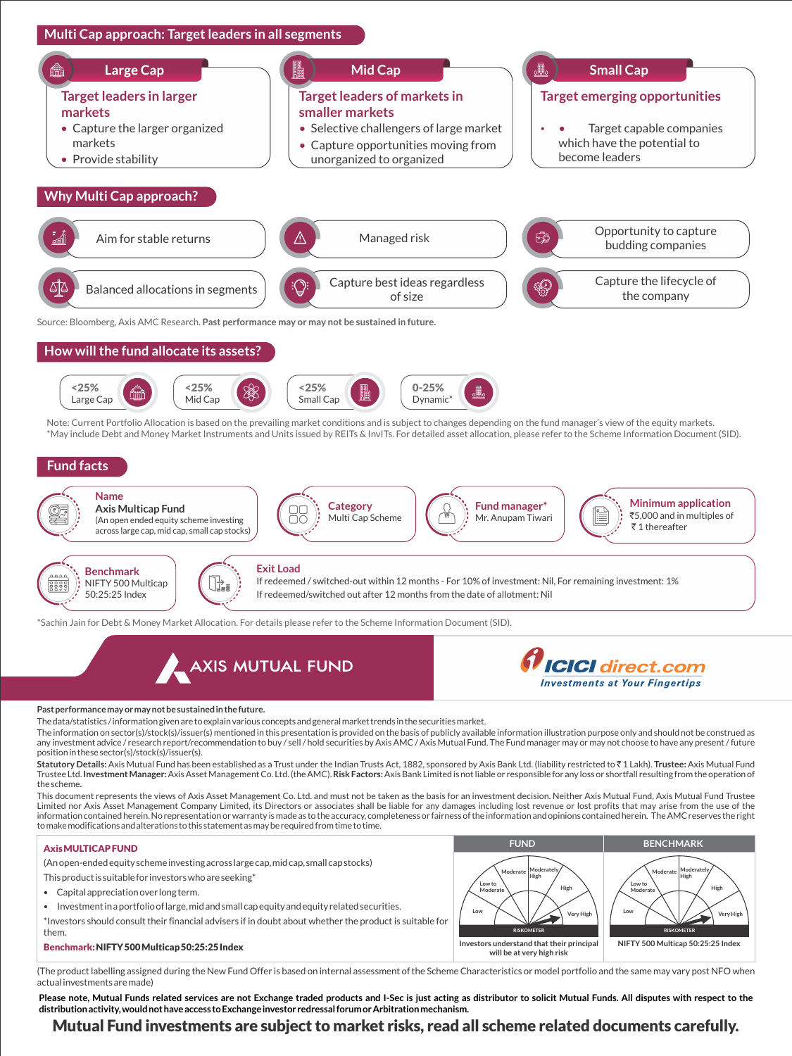## Multi Cap approach: Target leaders in all segments

### Large Cap

**Target leaders in larger markets**

- Capture the larger organized markets
- Provide stability

### Mid Cap

**Target leaders of markets in smaller markets**

- Selective challengers of large market
- Capture opportunities moving from unorganized to organized

### Small Cap

**Target emerging opportunities**

- Target capable companies which have the potential to become leaders

## Why Multi Cap approach?

- Aim for stable returns
- Managed risk
- Opportunity to capture budding companies
- Balanced allocations in segments
- Capture best ideas regardless of size
- Capture the lifecycle of the company

Source: Bloomberg, Axis AMC Research. **Past performance may or may not be sustained in future.**

## How will the fund allocate its assets?

- <25% Large Cap
- <25% Mid Cap
- <25% Small Cap
- 0-25% Dynamic*

Note: Current Portfolio Allocation is based on the prevailing market conditions and is subject to changes depending on the fund manager's view of the equity markets.
*May include Debt and Money Market Instruments and Units issued by REITs & InvITs. For detailed asset allocation, please refer to the Scheme Information Document (SID).

## Fund facts

**Name**
Axis Multicap Fund
(An open ended equity scheme investing across large cap, mid cap, small cap stocks)

**Category**
Multi Cap Scheme

**Fund manager***
Mr. Anupam Tiwari

**Minimum application**
₹5,000 and in multiples of ₹ 1 thereafter

**Benchmark**
NIFTY 500 Multicap 50:25:25 Index

**Exit Load**
If redeemed / switched-out within 12 months - For 10% of investment: Nil, For remaining investment: 1%
If redeemed/switched out after 12 months from the date of allotment: Nil

*Sachin Jain for Debt & Money Market Allocation. For details please refer to the Scheme Information Document (SID).

AXIS MUTUAL FUND

ICICI direct.com — Investments at Your Fingertips

**Past performance may or may not be sustained in the future.**

The data/statistics / information given are to explain various concepts and general market trends in the securities market.

The information on sector(s)/stock(s)/issuer(s) mentioned in this presentation is provided on the basis of publicly available information illustration purpose only and should not be construed as any investment advice / research report/recommendation to buy / sell / hold securities by Axis AMC / Axis Mutual Fund. The Fund manager may or may not choose to have any present / future position in these sector(s)/stock(s)/issuer(s).

**Statutory Details:** Axis Mutual Fund has been established as a Trust under the Indian Trusts Act, 1882, sponsored by Axis Bank Ltd. (liability restricted to ₹ 1 Lakh). **Trustee:** Axis Mutual Fund Trustee Ltd. **Investment Manager:** Axis Asset Management Co. Ltd. (the AMC). **Risk Factors:** Axis Bank Limited is not liable or responsible for any loss or shortfall resulting from the operation of the scheme.

This document represents the views of Axis Asset Management Co. Ltd. and must not be taken as the basis for an investment decision. Neither Axis Mutual Fund, Axis Mutual Fund Trustee Limited nor Axis Asset Management Company Limited, its Directors or associates shall be liable for any damages including lost revenue or lost profits that may arise from the use of the information contained herein. No representation or warranty is made as to the accuracy, completeness or fairness of the information and opinions contained herein. The AMC reserves the right to make modifications and alterations to this statement as may be required from time to time.

| | FUND | BENCHMARK |
|---|---|---|
| **Axis MULTICAP FUND**<br>(An open-ended equity scheme investing across large cap, mid cap, small cap stocks)<br>This product is suitable for investors who are seeking*<br>• Capital appreciation over long term.<br>• Investment in a portfolio of large, mid and small cap equity and equity related securities.<br>*Investors should consult their financial advisers if in doubt about whether the product is suitable for them.<br>**Benchmark: NIFTY 500 Multicap 50:25:25 Index** | Low, Low to Moderate, Moderate, Moderately High, High, Very High — RISKOMETER<br>Investors understand that their principal will be at very high risk | Low, Low to Moderate, Moderate, Moderately High, High, Very High — RISKOMETER<br>NIFTY 500 Multicap 50:25:25 Index |

(The product labelling assigned during the New Fund Offer is based on internal assessment of the Scheme Characteristics or model portfolio and the same may vary post NFO when actual investments are made)

**Please note, Mutual Funds related services are not Exchange traded products and I-Sec is just acting as distributor to solicit Mutual Funds. All disputes with respect to the distribution activity, would not have access to Exchange investor redressal forum or Arbitration mechanism.**

**Mutual Fund investments are subject to market risks, read all scheme related documents carefully.**